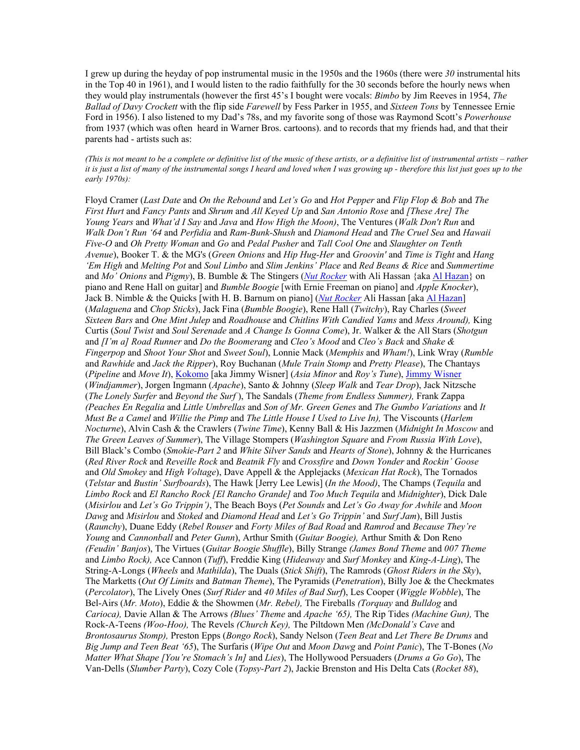I grew up during the heyday of pop instrumental music in the 1950s and the 1960s (there were *30* instrumental hits in the Top 40 in 1961), and I would listen to the radio faithfully for the 30 seconds before the hourly news when they would play instrumentals (however the first 45's I bought were vocals: *Bimbo* by Jim Reeves in 1954, *The Ballad of Davy Crockett* with the flip side *Farewell* by Fess Parker in 1955, and *Sixteen Tons* by Tennessee Ernie Ford in 1956). I also listened to my Dad's 78s, and my favorite song of those was Raymond Scott's *Powerhouse* from 1937 (which was often heard in Warner Bros. cartoons). and to records that my friends had, and that their parents had - artists such as:

*(This is not meant to be a complete or definitive list of the music of these artists, or a definitive list of instrumental artists – rather it is just a list of many of the instrumental songs I heard and loved when I was growing up - therefore this list just goes up to the early 1970s):*

Floyd Cramer (*Last Date* and *On the Rebound* and *Let's Go* and *Hot Pepper* and *Flip Flop & Bob* and *The First Hurt* and *Fancy Pants* and *Shrum* and *All Keyed Up* and *San Antonio Rose* and *[These Are] The Young Years* and *What'd I Say* and *Java* and *How High the Moon)*, The Ventures (*Walk Don't Run* and *Walk Don't Run '64* and *Perfidia* and *Ram-Bunk-Shush* and *Diamond Head* and *The Cruel Sea* and *Hawaii Five-O* and *Oh Pretty Woman* and *Go* and *Pedal Pusher* and *Tall Cool One* and *Slaughter on Tenth Avenue*), Booker T. & the MG's (*Green Onions* and *Hip Hug-Her* and *Groovin'* and *Time is Tight* and *Hang 'Em High* and *Melting Pot* and *Soul Limbo* and *Slim Jenkins' Place* and *Red Beans & Rice* and *Summertime* and *Mo' Onions* and *Pigmy*), B. Bumble & The Stingers (*Nut Rocker* with Ali Hassan {aka Al Hazan} on piano and Rene Hall on guitar] and *Bumble Boogie* [with Ernie Freeman on piano] and *Apple Knocker*), Jack B. Nimble & the Quicks [with H. B. Barnum on piano] (*Nut Rocker* Ali Hassan [aka Al Hazan] (*Malaguena* and *Chop Sticks*), Jack Fina (*Bumble Boogie*), Rene Hall (*Twitchy*), Ray Charles (*Sweet Sixteen Bars* and *One Mint Julep* and *Roadhouse* and *Chitlins With Candied Yams* and *Mess Around),* King Curtis (*Soul Twist* and *Soul Serenade* and *A Change Is Gonna Come*), Jr. Walker & the All Stars (*Shotgun* and *[I'm a] Road Runner* and *Do the Boomerang* and *Cleo's Mood* and *Cleo's Back* and *Shake & Fingerpop* and *Shoot Your Shot* and *Sweet Soul*), Lonnie Mack (*Memphis* and *Wham!*), Link Wray (*Rumble* and *Rawhide* and *Jack the Ripper*), Roy Buchanan (*Mule Train Stomp* and *Pretty Please*), The Chantays (*Pipeline* and *Move It*), Kokomo [aka Jimmy Wisner] (*Asia Minor* and *Roy's Tune*), Jimmy Wisner (*Windjammer*), Jorgen Ingmann (*Apache*), Santo & Johnny (*Sleep Walk* and *Tear Drop*), Jack Nitzsche (*The Lonely Surfer* and *Beyond the Surf* ), The Sandals (*Theme from Endless Summer),* Frank Zappa *(Peaches En Regalia* and *Little Umbrellas* and *Son of Mr. Green Genes* and *The Gumbo Variations* and *It Must Be a Camel* and *Willie the Pimp* and *The Little House I Used to Live In),* The Viscounts (*Harlem Nocturne*), Alvin Cash & the Crawlers (*Twine Time*), Kenny Ball & His Jazzmen (*Midnight In Moscow* and *The Green Leaves of Summer*), The Village Stompers (*Washington Square* and *From Russia With Love*), Bill Black's Combo (*Smokie-Part 2* and *White Silver Sands* and *Hearts of Stone*), Johnny & the Hurricanes (*Red River Rock* and *Reveille Rock* and *Beatnik Fly* and *Crossfire* and *Down Yonder* and *Rockin' Goose* and *Old Smokey* and *High Voltage*), Dave Appell & the Applejacks (*Mexican Hat Rock*), The Tornados (*Telstar* and *Bustin' Surfboards*), The Hawk [Jerry Lee Lewis] (*In the Mood)*, The Champs (*Tequila* and *Limbo Rock* and *El Rancho Rock [El Rancho Grande]* and *Too Much Tequila* and *Midnighter*), Dick Dale (*Misirlou* and *Let's Go Trippin')*, The Beach Boys (*Pet Sounds* and *Let's Go Away for Awhile* and *Moon Dawg* and *Misirlou* and *Stoked* and *Diamond Head* and *Let's Go Trippin'* and *Surf Jam*), Bill Justis (*Raunchy*), Duane Eddy (*Rebel Rouser* and *Forty Miles of Bad Road* and *Ramrod* and *Because They're Young* and *Cannonball* and *Peter Gunn*), Arthur Smith (*Guitar Boogie),* Arthur Smith & Don Reno *(Feudin' Banjos*), The Virtues (*Guitar Boogie Shuffle*), Billy Strange *(James Bond Theme* and *007 Theme* and *Limbo Rock),* Ace Cannon (*Tuff*), Freddie King (*Hideaway* and *Surf Monkey* and *King-A-Ling*), The String-A-Longs (*Wheels* and *Mathilda*), The Duals (*Stick Shift*), The Ramrods (*Ghost Riders in the Sky*), The Marketts (*Out Of Limits* and *Batman Theme*), The Pyramids (*Penetration*), Billy Joe & the Checkmates (*Percolator*), The Lively Ones (*Surf Rider* and *40 Miles of Bad Surf*), Les Cooper (*Wiggle Wobble*), The Bel-Airs (*Mr. Moto*), Eddie & the Showmen (*Mr. Rebel),* The Fireballs *(Torquay* and *Bulldog* and *Carioca),* Davie Allan & The Arrows *(Blues' Theme* and *Apache '65),* The Rip Tides *(Machine Gun),* The Rock-A-Teens *(Woo-Hoo),* The Revels *(Church Key),* The Piltdown Men *(McDonald's Cave* and *Brontosaurus Stomp),* Preston Epps (*Bongo Rock*), Sandy Nelson (*Teen Beat* and *Let There Be Drums* and *Big Jump and Teen Beat '65*), The Surfaris (*Wipe Out* and *Moon Dawg* and *Point Panic*), The T-Bones (*No Matter What Shape [You're Stomach's In]* and *Lies*), The Hollywood Persuaders (*Drums a Go Go*), The Van-Dells (*Slumber Party*), Cozy Cole (*Topsy-Part 2*), Jackie Brenston and His Delta Cats (*Rocket 88*),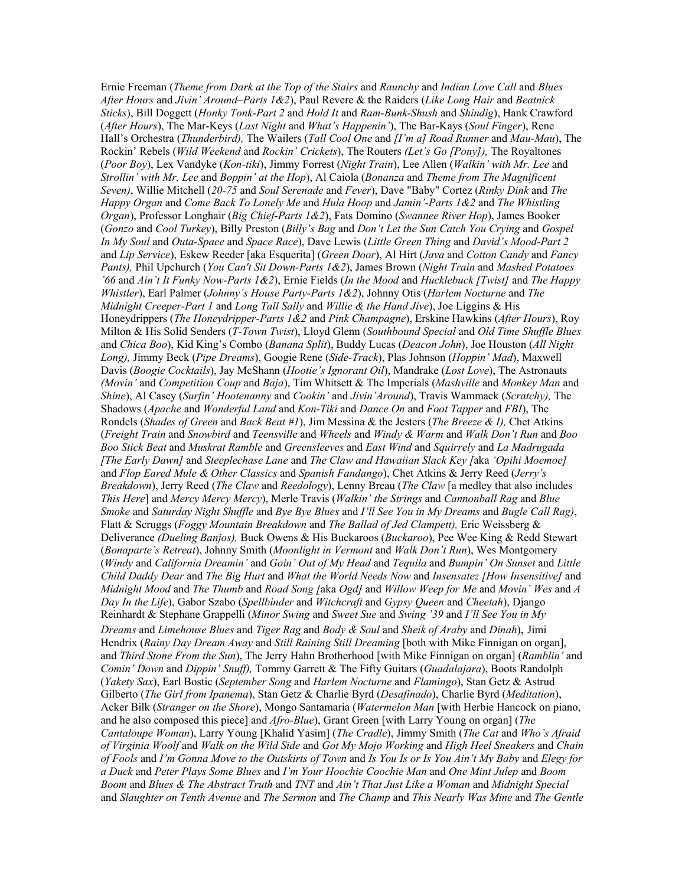Ernie Freeman (*Theme from Dark at the Top of the Stairs* and *Raunchy* and *Indian Love Call* and *Blues After Hours* and *Jivin' Around–Parts 1&2*), Paul Revere & the Raiders (*Like Long Hair* and *Beatnick Sticks*), Bill Doggett (*Honky Tonk-Part 2* and *Hold It* and *Ram-Bunk-Shush* and *Shindig*), Hank Crawford (*After Hours*), The Mar-Keys (*Last Night* and *What's Happenin'*), The Bar-Kays (*Soul Finger*), Rene Hall's Orchestra (*Thunderbird),* The Wailers (*Tall Cool One* and *[I'm a] Road Runner* and *Mau-Mau*), The Rockin' Rebels (*Wild Weekend* and *Rockin' Crickets*), The Routers *(Let's Go [Pony]),* The Royaltones (*Poor Boy*), Lex Vandyke (*Kon-tiki*), Jimmy Forrest (*Night Train*), Lee Allen (*Walkin' with Mr. Lee* and *Strollin' with Mr. Lee* and *Boppin' at the Hop*), Al Caiola (*Bonanza* and *Theme from The Magnificent Seven)*, Willie Mitchell (*20-75* and *Soul Serenade* and *Fever*), Dave "Baby" Cortez (*Rinky Dink* and *The Happy Organ* and *Come Back To Lonely Me* and *Hula Hoop* and *Jamin'-Parts 1&2* and *The Whistling Organ*), Professor Longhair (*Big Chief-Parts 1&2*), Fats Domino (*Swannee River Hop*), James Booker (*Gonzo* and *Cool Turkey*), Billy Preston (*Billy's Bag* and *Don't Let the Sun Catch You Crying* and *Gospel In My Soul* and *Outa-Space* and *Space Race*), Dave Lewis (*Little Green Thing* and *David's Mood-Part 2* and *Lip Service*), Eskew Reeder [aka Esquerita] (*Green Door*), Al Hirt (*Java* and *Cotton Candy* and *Fancy Pants),* Phil Upchurch (*You Can't Sit Down-Parts 1&2*), James Brown (*Night Train* and *Mashed Potatoes '66* and *Ain't It Funky Now-Parts 1&2*), Ernie Fields (*In the Mood* and *Hucklebuck [Twist]* and *The Happy Whistler*), Earl Palmer (*Johnny's House Party-Parts 1&2*), Johnny Otis (*Harlem Nocturne* and *The Midnight Creeper-Part 1* and *Long Tall Sally* and *Willie & the Hand Jive*), Joe Liggins & His Honeydrippers (*The Honeydripper-Parts 1&2* and *Pink Champagne*), Erskine Hawkins (*After Hours*), Roy Milton & His Solid Senders (*T-Town Twist*), Lloyd Glenn (*Southbound Special* and *Old Time Shuffle Blues* and *Chica Boo*), Kid King's Combo (*Banana Split*), Buddy Lucas (*Deacon John*), Joe Houston (*All Night Long),* Jimmy Beck (*Pipe Dreams*), Googie Rene (*Side-Track*), Plas Johnson (*Hoppin' Mad*), Maxwell Davis (*Boogie Cocktails*), Jay McShann (*Hootie's Ignorant Oil*), Mandrake (*Lost Love*), The Astronauts *(Movin'* and *Competition Coup* and *Baja*), Tim Whitsett & The Imperials (*Mashville* and *Monkey Man* and *Shine*), Al Casey (*Surfin' Hootenanny* and *Cookin'* and *Jivin' Around*), Travis Wammack (*Scratchy),* The Shadows (*Apache* and *Wonderful Land* and *Kon-Tiki* and *Dance On* and *Foot Tapper* and *FBI*), The Rondels (*Shades of Green* and *Back Beat #1*), Jim Messina & the Jesters (*The Breeze & I),* Chet Atkins (*Freight Train* and *Snowbird* and *Teensville* and *Wheels* and *Windy & Warm* and *Walk Don't Run* and *Boo Boo Stick Beat* and *Muskrat Ramble* and *Greensleeves* and *East Wind* and *Squirrely* and *La Madrugada [The Early Dawn]* and *Steeplechase Lane* and *The Claw and Hawaiian Slack Key [*aka *'Opihi Moemoe]* and *Flop Eared Mule & Other Classics* and *Spanish Fandango*), Chet Atkins & Jerry Reed (*Jerry's Breakdown*), Jerry Reed (*The Claw* and *Reedology*), Lenny Breau (*The Claw* [a medley that also includes *This Here*] and *Mercy Mercy Mercy*), Merle Travis (*Walkin' the Strings* and *Cannonball Rag* and *Blue Smoke* and *Saturday Night Shuffle* and *Bye Bye Blues* and *I'll See You in My Dreams* and *Bugle Call Rag)*, Flatt & Scruggs (*Foggy Mountain Breakdown* and *The Ballad of Jed Clampett),* Eric Weissberg & Deliverance *(Dueling Banjos),* Buck Owens & His Buckaroos (*Buckaroo*), Pee Wee King & Redd Stewart (*Bonaparte's Retreat*), Johnny Smith (*Moonlight in Vermont* and *Walk Don't Run*), Wes Montgomery (*Windy* and *California Dreamin'* and *Goin' Out of My Head* and *Tequila* and *Bumpin' On Sunset* and *Little Child Daddy Dear* and *The Big Hurt* and *What the World Needs Now* and *Insensatez [How Insensitive]* and *Midnight Mood* and *The Thumb* and *Road Song [*aka *Ogd]* and *Willow Weep for Me* and *Movin' Wes* and *A Day In the Life*), Gabor Szabo (*Spellbinder* and *Witchcraft* and *Gypsy Queen* and *Cheetah*), Django Reinhardt & Stephane Grappelli (*Minor Swing* and *Sweet Sue* and *Swing '39* and *I'll See You in My Dreams* and *Limehouse Blues* and *Tiger Rag* and *Body & Soul* and *Sheik of Araby* and *Dinah*), Jimi Hendrix (*Rainy Day Dream Away* and *Still Raining Still Dreaming* [both with Mike Finnigan on organ], and *Third Stone From the Sun*), The Jerry Hahn Brotherhood [with Mike Finnigan on organ] (*Ramblin'* and *Comin' Down* and *Dippin' Snuff),* Tommy Garrett & The Fifty Guitars (*Guadalajara*), Boots Randolph (*Yakety Sax*), Earl Bostic (*September Song* and *Harlem Nocturne* and *Flamingo*), Stan Getz & Astrud Gilberto (*The Girl from Ipanema*), Stan Getz & Charlie Byrd (*Desafinado*), Charlie Byrd (*Meditation*), Acker Bilk (*Stranger on the Shore*), Mongo Santamaria (*Watermelon Man* [with Herbie Hancock on piano, and he also composed this piece] and *Afro-Blue*), Grant Green [with Larry Young on organ] (*The Cantaloupe Woman*), Larry Young [Khalid Yasim] (*The Cradle*), Jimmy Smith (*The Cat* and *Who's Afraid of Virginia Woolf* and *Walk on the Wild Side* and *Got My Mojo Working* and *High Heel Sneakers* and *Chain of Fools* and *I'm Gonna Move to the Outskirts of Town* and *Is You Is or Is You Ain't My Baby* and *Elegy for a Duck* and *Peter Plays Some Blues* and *I'm Your Hoochie Coochie Man* and *One Mint Julep* and *Boom Boom* and *Blues & The Abstract Truth* and *TNT* and *Ain't That Just Like a Woman* and *Midnight Special* and *Slaughter on Tenth Avenue* and *The Sermon* and *The Champ* and *This Nearly Was Mine* and *The Gentle*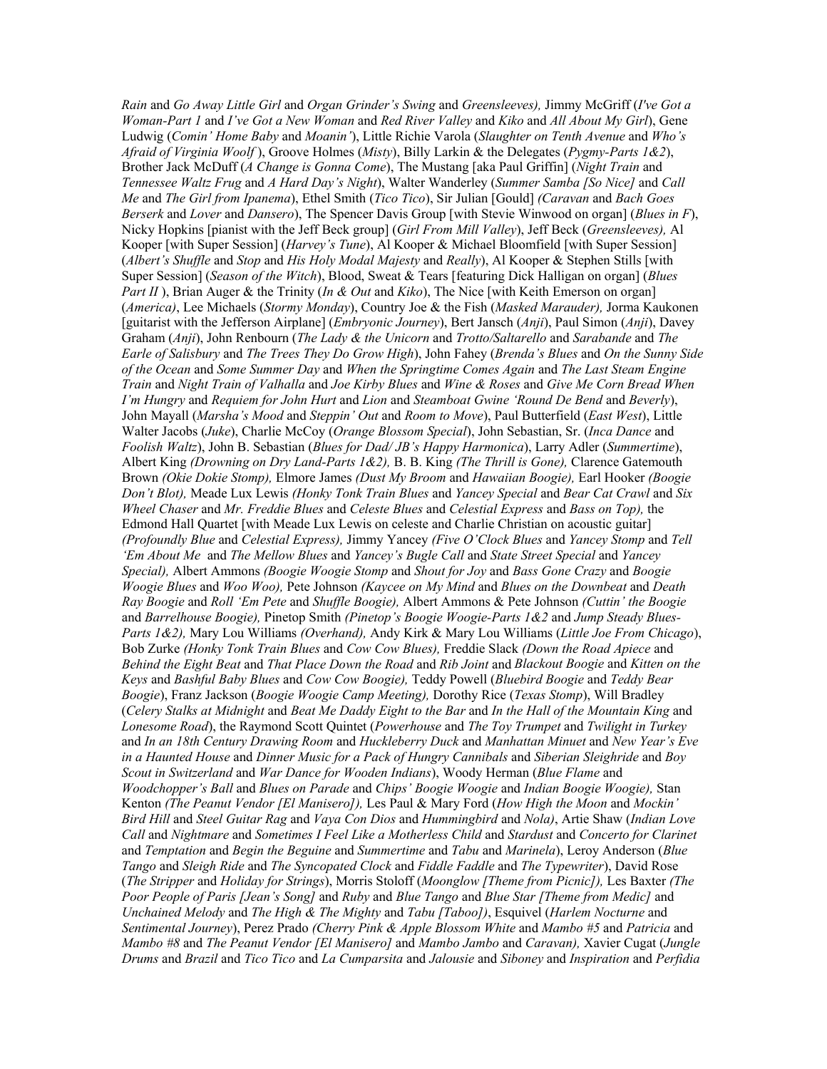*Rain* and *Go Away Little Girl* and *Organ Grinder's Swing* and *Greensleeves),* Jimmy McGriff (*I've Got a Woman-Part 1* and *I've Got a New Woman* and *Red River Valley* and *Kiko* and *All About My Girl*), Gene Ludwig (*Comin' Home Baby* and *Moanin'*), Little Richie Varola (*Slaughter on Tenth Avenue* and *Who's Afraid of Virginia Woolf* ), Groove Holmes (*Misty*), Billy Larkin & the Delegates (*Pygmy-Parts 1&2*), Brother Jack McDuff (*A Change is Gonna Come*), The Mustang [aka Paul Griffin] (*Night Train* and *Tennessee Waltz Frug* and *A Hard Day's Night*), Walter Wanderley (*Summer Samba [So Nice]* and *Call Me* and *The Girl from Ipanema*), Ethel Smith (*Tico Tico*), Sir Julian [Gould] *(Caravan* and *Bach Goes Berserk* and *Lover* and *Dansero*), The Spencer Davis Group [with Stevie Winwood on organ] (*Blues in F*), Nicky Hopkins [pianist with the Jeff Beck group] (*Girl From Mill Valley*), Jeff Beck (*Greensleeves),* Al Kooper [with Super Session] (*Harvey's Tune*), Al Kooper & Michael Bloomfield [with Super Session] (*Albert's Shuffle* and *Stop* and *His Holy Modal Majesty* and *Really*), Al Kooper & Stephen Stills [with Super Session] (*Season of the Witch*), Blood, Sweat & Tears [featuring Dick Halligan on organ] (*Blues Part II* ), Brian Auger & the Trinity (*In & Out* and *Kiko*), The Nice [with Keith Emerson on organ] (*America)*, Lee Michaels (*Stormy Monday*), Country Joe & the Fish (*Masked Marauder),* Jorma Kaukonen [guitarist with the Jefferson Airplane] (*Embryonic Journey*), Bert Jansch (*Anji*), Paul Simon (*Anji*), Davey Graham (*Anji*), John Renbourn (*The Lady & the Unicorn* and *Trotto/Saltarello* and *Sarabande* and *The Earle of Salisbury* and *The Trees They Do Grow High*), John Fahey (*Brenda's Blues* and *On the Sunny Side of the Ocean* and *Some Summer Day* and *When the Springtime Comes Again* and *The Last Steam Engine Train* and *Night Train of Valhalla* and *Joe Kirby Blues* and *Wine & Roses* and *Give Me Corn Bread When I'm Hungry* and *Requiem for John Hurt* and *Lion* and *Steamboat Gwine 'Round De Bend* and *Beverly*), John Mayall (*Marsha's Mood* and *Steppin' Out* and *Room to Move*), Paul Butterfield (*East West*), Little Walter Jacobs (*Juke*), Charlie McCoy (*Orange Blossom Special*), John Sebastian, Sr. (*Inca Dance* and *Foolish Waltz*), John B. Sebastian (*Blues for Dad/ JB's Happy Harmonica*), Larry Adler (*Summertime*), Albert King *(Drowning on Dry Land-Parts 1&2),* B. B. King *(The Thrill is Gone),* Clarence Gatemouth Brown *(Okie Dokie Stomp),* Elmore James *(Dust My Broom* and *Hawaiian Boogie),* Earl Hooker *(Boogie Don't Blot),* Meade Lux Lewis *(Honky Tonk Train Blues* and *Yancey Special* and *Bear Cat Crawl* and *Six Wheel Chaser* and *Mr. Freddie Blues* and *Celeste Blues* and *Celestial Express* and *Bass on Top),* the Edmond Hall Quartet [with Meade Lux Lewis on celeste and Charlie Christian on acoustic guitar] *(Profoundly Blue* and *Celestial Express),* Jimmy Yancey *(Five O'Clock Blues* and *Yancey Stomp* and *Tell 'Em About Me* and *The Mellow Blues* and *Yancey's Bugle Call* and *State Street Special* and *Yancey Special),* Albert Ammons *(Boogie Woogie Stomp* and *Shout for Joy* and *Bass Gone Crazy* and *Boogie Woogie Blues* and *Woo Woo),* Pete Johnson *(Kaycee on My Mind* and *Blues on the Downbeat* and *Death Ray Boogie* and *Roll 'Em Pete* and *Shuffle Boogie),* Albert Ammons & Pete Johnson *(Cuttin' the Boogie* and *Barrelhouse Boogie),* Pinetop Smith *(Pinetop's Boogie Woogie-Parts 1&2* and *Jump Steady Blues-Parts 1&2),* Mary Lou Williams *(Overhand),* Andy Kirk & Mary Lou Williams (*Little Joe From Chicago*), Bob Zurke *(Honky Tonk Train Blues* and *Cow Cow Blues),* Freddie Slack *(Down the Road Apiece* and *Behind the Eight Beat* and *That Place Down the Road* and *Rib Joint* and *Blackout Boogie* and *Kitten on the Keys* and *Bashful Baby Blues* and *Cow Cow Boogie),* Teddy Powell (*Bluebird Boogie* and *Teddy Bear Boogie*), Franz Jackson (*Boogie Woogie Camp Meeting),* Dorothy Rice (*Texas Stomp*), Will Bradley (*Celery Stalks at Midnight* and *Beat Me Daddy Eight to the Bar* and *In the Hall of the Mountain King* and *Lonesome Road*), the Raymond Scott Quintet (*Powerhouse* and *The Toy Trumpet* and *Twilight in Turkey* and *In an 18th Century Drawing Room* and *Huckleberry Duck* and *Manhattan Minuet* and *New Year's Eve in a Haunted House* and *Dinner Music for a Pack of Hungry Cannibals* and *Siberian Sleighride* and *Boy Scout in Switzerland* and *War Dance for Wooden Indians*), Woody Herman (*Blue Flame* and *Woodchopper's Ball* and *Blues on Parade* and *Chips' Boogie Woogie* and *Indian Boogie Woogie),* Stan Kenton *(The Peanut Vendor [El Manisero]),* Les Paul & Mary Ford (*How High the Moon* and *Mockin' Bird Hill* and *Steel Guitar Rag* and *Vaya Con Dios* and *Hummingbird* and *Nola)*, Artie Shaw (*Indian Love Call* and *Nightmare* and *Sometimes I Feel Like a Motherless Child* and *Stardust* and *Concerto for Clarinet* and *Temptation* and *Begin the Beguine* and *Summertime* and *Tabu* and *Marinela*), Leroy Anderson (*Blue Tango* and *Sleigh Ride* and *The Syncopated Clock* and *Fiddle Faddle* and *The Typewriter*), David Rose (*The Stripper* and *Holiday for Strings*), Morris Stoloff (*Moonglow [Theme from Picnic]),* Les Baxter *(The Poor People of Paris [Jean's Song]* and *Ruby* and *Blue Tango* and *Blue Star [Theme from Medic]* and *Unchained Melody* and *The High & The Mighty* and *Tabu [Taboo])*, Esquivel (*Harlem Nocturne* and *Sentimental Journey*), Perez Prado *(Cherry Pink & Apple Blossom White* and *Mambo #5* and *Patricia* and *Mambo #8* and *The Peanut Vendor [El Manisero]* and *Mambo Jambo* and *Caravan),* Xavier Cugat (*Jungle Drums* and *Brazil* and *Tico Tico* and *La Cumparsita* and *Jalousie* and *Siboney* and *Inspiration* and *Perfidia*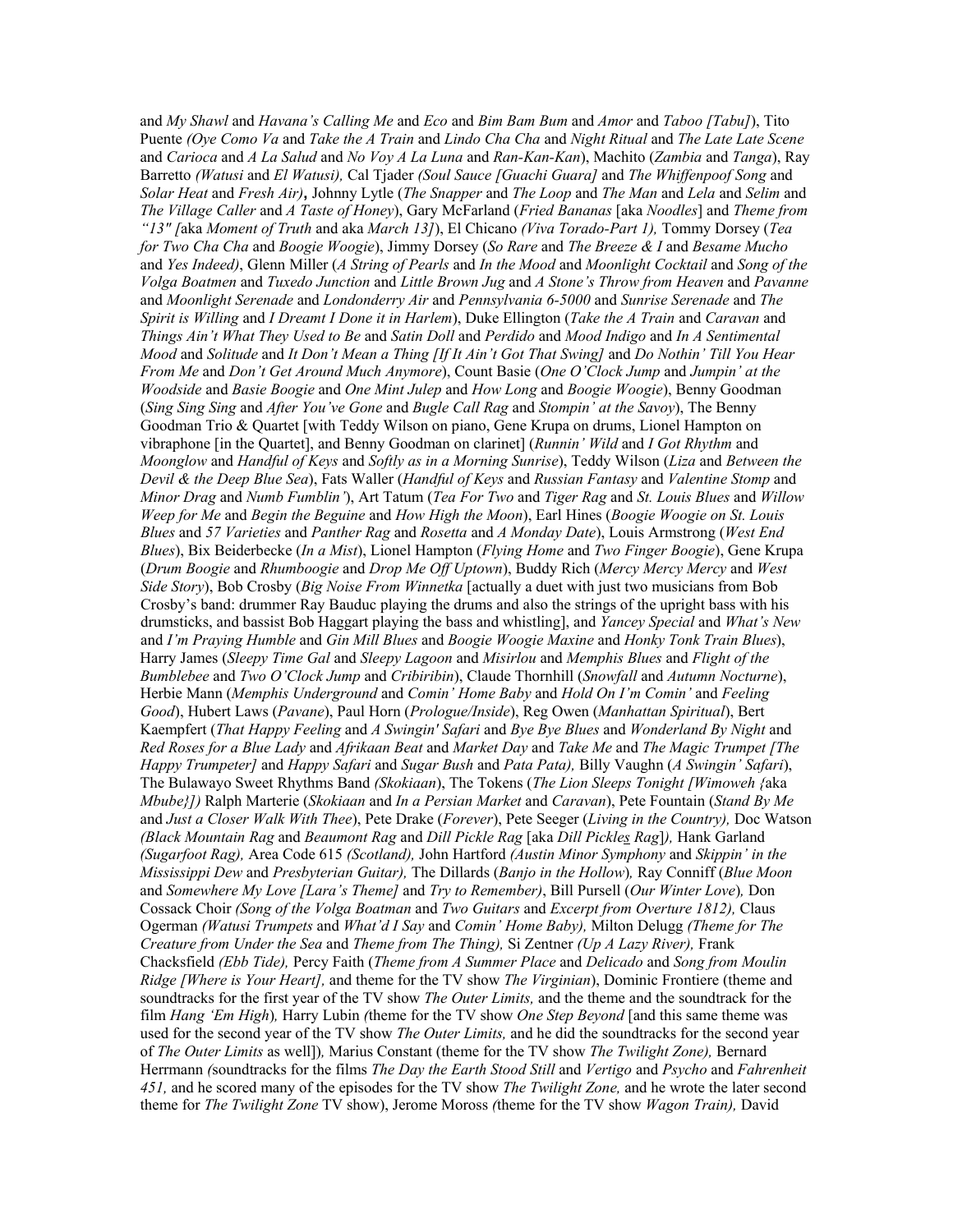and *My Shawl* and *Havana's Calling Me* and *Eco* and *Bim Bam Bum* and *Amor* and *Taboo [Tabu]*), Tito Puente *(Oye Como Va* and *Take the A Train* and *Lindo Cha Cha* and *Night Ritual* and *The Late Late Scene* and *Carioca* and *A La Salud* and *No Voy A La Luna* and *Ran-Kan-Kan*), Machito (*Zambia* and *Tanga*), Ray Barretto *(Watusi* and *El Watusi),* Cal Tjader *(Soul Sauce [Guachi Guara]* and *The Whiffenpoof Song* and *Solar Heat* and *Fresh Air)***,** Johnny Lytle (*The Snapper* and *The Loop* and *The Man* and *Lela* and *Selim* and *The Village Caller* and *A Taste of Honey*), Gary McFarland (*Fried Bananas* [aka *Noodles*] and *Theme from "13" [*aka *Moment of Truth* and aka *March 13]*), El Chicano *(Viva Torado-Part 1),* Tommy Dorsey (*Tea for Two Cha Cha* and *Boogie Woogie*), Jimmy Dorsey (*So Rare* and *The Breeze & I* and *Besame Mucho* and *Yes Indeed)*, Glenn Miller (*A String of Pearls* and *In the Mood* and *Moonlight Cocktail* and *Song of the Volga Boatmen* and *Tuxedo Junction* and *Little Brown Jug* and *A Stone's Throw from Heaven* and *Pavanne* and *Moonlight Serenade* and *Londonderry Air* and *Pennsylvania 6-5000* and *Sunrise Serenade* and *The Spirit is Willing* and *I Dreamt I Done it in Harlem*), Duke Ellington (*Take the A Train* and *Caravan* and *Things Ain't What They Used to Be* and *Satin Doll* and *Perdido* and *Mood Indigo* and *In A Sentimental Mood* and *Solitude* and *It Don't Mean a Thing [If It Ain't Got That Swing]* and *Do Nothin' Till You Hear From Me* and *Don't Get Around Much Anymore*), Count Basie (*One O'Clock Jump* and *Jumpin' at the Woodside* and *Basie Boogie* and *One Mint Julep* and *How Long* and *Boogie Woogie*), Benny Goodman (*Sing Sing Sing* and *After You've Gone* and *Bugle Call Rag* and *Stompin' at the Savoy*), The Benny Goodman Trio & Quartet [with Teddy Wilson on piano, Gene Krupa on drums, Lionel Hampton on vibraphone [in the Quartet], and Benny Goodman on clarinet] (*Runnin' Wild* and *I Got Rhythm* and *Moonglow* and *Handful of Keys* and *Softly as in a Morning Sunrise*), Teddy Wilson (*Liza* and *Between the Devil & the Deep Blue Sea*), Fats Waller (*Handful of Keys* and *Russian Fantasy* and *Valentine Stomp* and *Minor Drag* and *Numb Fumblin'*), Art Tatum (*Tea For Two* and *Tiger Rag* and *St. Louis Blues* and *Willow Weep for Me* and *Begin the Beguine* and *How High the Moon*), Earl Hines (*Boogie Woogie on St. Louis Blues* and *57 Varieties* and *Panther Rag* and *Rosetta* and *A Monday Date*), Louis Armstrong (*West End Blues*), Bix Beiderbecke (*In a Mist*), Lionel Hampton (*Flying Home* and *Two Finger Boogie*), Gene Krupa (*Drum Boogie* and *Rhumboogie* and *Drop Me Off Uptown*), Buddy Rich (*Mercy Mercy Mercy* and *West Side Story*), Bob Crosby (*Big Noise From Winnetka* [actually a duet with just two musicians from Bob Crosby's band: drummer Ray Bauduc playing the drums and also the strings of the upright bass with his drumsticks, and bassist Bob Haggart playing the bass and whistling], and *Yancey Special* and *What's New* and *I'm Praying Humble* and *Gin Mill Blues* and *Boogie Woogie Maxine* and *Honky Tonk Train Blues*), Harry James (*Sleepy Time Gal* and *Sleepy Lagoon* and *Misirlou* and *Memphis Blues* and *Flight of the Bumblebee* and *Two O'Clock Jump* and *Cribiribin*), Claude Thornhill (*Snowfall* and *Autumn Nocturne*), Herbie Mann (*Memphis Underground* and *Comin' Home Baby* and *Hold On I'm Comin'* and *Feeling Good*), Hubert Laws (*Pavane*), Paul Horn (*Prologue/Inside*), Reg Owen (*Manhattan Spiritual*), Bert Kaempfert (*That Happy Feeling* and *A Swingin' Safari* and *Bye Bye Blues* and *Wonderland By Night* and *Red Roses for a Blue Lady* and *Afrikaan Beat* and *Market Day* and *Take Me* and *The Magic Trumpet [The Happy Trumpeter]* and *Happy Safari* and *Sugar Bush* and *Pata Pata),* Billy Vaughn (*A Swingin' Safari*), The Bulawayo Sweet Rhythms Band *(Skokiaan*), The Tokens (*The Lion Sleeps Tonight [Wimoweh {*aka *Mbube}])* Ralph Marterie (*Skokiaan* and *In a Persian Market* and *Caravan*), Pete Fountain (*Stand By Me* and *Just a Closer Walk With Thee*), Pete Drake (*Forever*), Pete Seeger (*Living in the Country),* Doc Watson *(Black Mountain Rag* and *Beaumont Rag* and *Dill Pickle Rag* [aka *Dill Pickles Rag*]*),* Hank Garland *(Sugarfoot Rag),* Area Code 615 *(Scotland),* John Hartford *(Austin Minor Symphony* and *Skippin' in the Mississippi Dew* and *Presbyterian Guitar),* The Dillards (*Banjo in the Hollow*)*,* Ray Conniff (*Blue Moon* and *Somewhere My Love [Lara's Theme]* and *Try to Remember)*, Bill Pursell (*Our Winter Love*)*,* Don Cossack Choir *(Song of the Volga Boatman* and *Two Guitars* and *Excerpt from Overture 1812),* Claus Ogerman *(Watusi Trumpets* and *What'd I Say* and *Comin' Home Baby),* Milton Delugg *(Theme for The Creature from Under the Sea* and *Theme from The Thing),* Si Zentner *(Up A Lazy River),* Frank Chacksfield *(Ebb Tide),* Percy Faith (*Theme from A Summer Place* and *Delicado* and *Song from Moulin Ridge [Where is Your Heart],* and theme for the TV show *The Virginian*), Dominic Frontiere (theme and soundtracks for the first year of the TV show *The Outer Limits,* and the theme and the soundtrack for the film *Hang 'Em High*)*,* Harry Lubin *(*theme for the TV show *One Step Beyond* [and this same theme was used for the second year of the TV show *The Outer Limits,* and he did the soundtracks for the second year of *The Outer Limits* as well])*,* Marius Constant (theme for the TV show *The Twilight Zone),* Bernard Herrmann *(*soundtracks for the films *The Day the Earth Stood Still* and *Vertigo* and *Psycho* and *Fahrenheit 451,* and he scored many of the episodes for the TV show *The Twilight Zone,* and he wrote the later second theme for *The Twilight Zone* TV show), Jerome Moross *(*theme for the TV show *Wagon Train),* David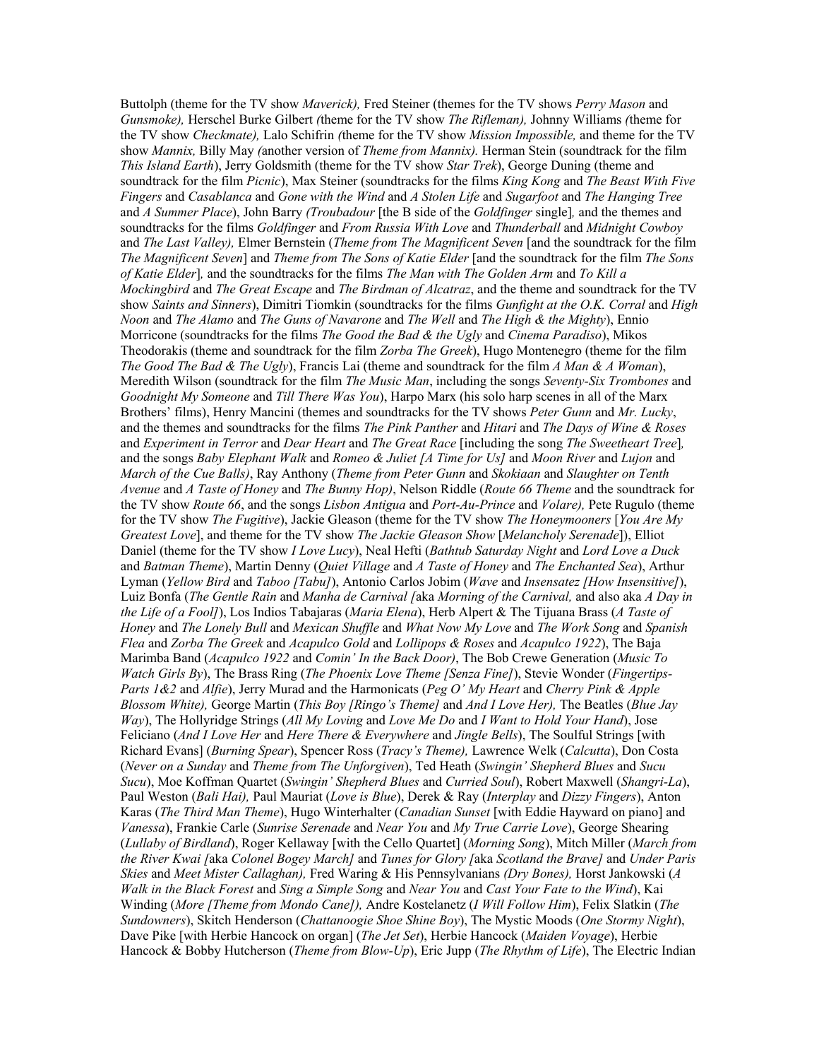Buttolph (theme for the TV show *Maverick),* Fred Steiner (themes for the TV shows *Perry Mason* and *Gunsmoke),* Herschel Burke Gilbert *(*theme for the TV show *The Rifleman),* Johnny Williams *(*theme for the TV show *Checkmate),* Lalo Schifrin *(*theme for the TV show *Mission Impossible,* and theme for the TV show *Mannix,* Billy May *(*another version of *Theme from Mannix).* Herman Stein (soundtrack for the film *This Island Earth*), Jerry Goldsmith (theme for the TV show *Star Trek*), George Duning (theme and soundtrack for the film *Picnic*), Max Steiner (soundtracks for the films *King Kong* and *The Beast With Five Fingers* and *Casablanca* and *Gone with the Wind* and *A Stolen Life* and *Sugarfoot* and *The Hanging Tree* and *A Summer Place*), John Barry *(Troubadour* [the B side of the *Goldfinger* single]*,* and the themes and soundtracks for the films *Goldfinger* and *From Russia With Love* and *Thunderball* and *Midnight Cowboy* and *The Last Valley),* Elmer Bernstein (*Theme from The Magnificent Seven* [and the soundtrack for the film *The Magnificent Seven*] and *Theme from The Sons of Katie Elder* [and the soundtrack for the film *The Sons of Katie Elder*]*,* and the soundtracks for the films *The Man with The Golden Arm* and *To Kill a Mockingbird* and *The Great Escape* and *The Birdman of Alcatraz*, and the theme and soundtrack for the TV show *Saints and Sinners*), Dimitri Tiomkin (soundtracks for the films *Gunfight at the O.K. Corral* and *High Noon* and *The Alamo* and *The Guns of Navarone* and *The Well* and *The High & the Mighty*), Ennio Morricone (soundtracks for the films *The Good the Bad & the Ugly* and *Cinema Paradiso*), Mikos Theodorakis (theme and soundtrack for the film *Zorba The Greek*), Hugo Montenegro (theme for the film *The Good The Bad & The Ugly*), Francis Lai (theme and soundtrack for the film *A Man & A Woman*), Meredith Wilson (soundtrack for the film *The Music Man*, including the songs *Seventy-Six Trombones* and *Goodnight My Someone* and *Till There Was You*), Harpo Marx (his solo harp scenes in all of the Marx Brothers' films), Henry Mancini (themes and soundtracks for the TV shows *Peter Gunn* and *Mr. Lucky*, and the themes and soundtracks for the films *The Pink Panther* and *Hitari* and *The Days of Wine & Roses* and *Experiment in Terror* and *Dear Heart* and *The Great Race* [including the song *The Sweetheart Tree*]*,* and the songs *Baby Elephant Walk* and *Romeo & Juliet [A Time for Us]* and *Moon River* and *Lujon* and *March of the Cue Balls)*, Ray Anthony (*Theme from Peter Gunn* and *Skokiaan* and *Slaughter on Tenth Avenue* and *A Taste of Honey* and *The Bunny Hop)*, Nelson Riddle (*Route 66 Theme* and the soundtrack for the TV show *Route 66*, and the songs *Lisbon Antigua* and *Port-Au-Prince* and *Volare),* Pete Rugulo (theme for the TV show *The Fugitive*), Jackie Gleason (theme for the TV show *The Honeymooners* [*You Are My Greatest Love*], and theme for the TV show *The Jackie Gleason Show* [*Melancholy Serenade*]), Elliot Daniel (theme for the TV show *I Love Lucy*), Neal Hefti (*Bathtub Saturday Night* and *Lord Love a Duck* and *Batman Theme*), Martin Denny (*Quiet Village* and *A Taste of Honey* and *The Enchanted Sea*), Arthur Lyman (*Yellow Bird* and *Taboo [Tabu]*), Antonio Carlos Jobim (*Wave* and *Insensatez [How Insensitive]*), Luiz Bonfa (*The Gentle Rain* and *Manha de Carnival [*aka *Morning of the Carnival,* and also aka *A Day in the Life of a Fool]*), Los Indios Tabajaras (*Maria Elena*), Herb Alpert & The Tijuana Brass (*A Taste of Honey* and *The Lonely Bull* and *Mexican Shuffle* and *What Now My Love* and *The Work Song* and *Spanish Flea* and *Zorba The Greek* and *Acapulco Gold* and *Lollipops & Roses* and *Acapulco 1922*), The Baja Marimba Band (*Acapulco 1922* and *Comin' In the Back Door)*, The Bob Crewe Generation (*Music To Watch Girls By*), The Brass Ring (*The Phoenix Love Theme [Senza Fine]*), Stevie Wonder (*Fingertips-Parts 1&2* and *Alfie*), Jerry Murad and the Harmonicats (*Peg O' My Heart* and *Cherry Pink & Apple Blossom White),* George Martin (*This Boy [Ringo's Theme]* and *And I Love Her),* The Beatles (*Blue Jay Way*), The Hollyridge Strings (*All My Loving* and *Love Me Do* and *I Want to Hold Your Hand*), Jose Feliciano (*And I Love Her* and *Here There & Everywhere* and *Jingle Bells*), The Soulful Strings [with Richard Evans] (*Burning Spear*), Spencer Ross (*Tracy's Theme),* Lawrence Welk (*Calcutta*), Don Costa (*Never on a Sunday* and *Theme from The Unforgiven*), Ted Heath (*Swingin' Shepherd Blues* and *Sucu Sucu*), Moe Koffman Quartet (*Swingin' Shepherd Blues* and *Curried Soul*), Robert Maxwell (*Shangri-La*), Paul Weston (*Bali Hai),* Paul Mauriat (*Love is Blue*), Derek & Ray (*Interplay* and *Dizzy Fingers*), Anton Karas (*The Third Man Theme*), Hugo Winterhalter (*Canadian Sunset* [with Eddie Hayward on piano] and *Vanessa*), Frankie Carle (*Sunrise Serenade* and *Near You* and *My True Carrie Love*), George Shearing (*Lullaby of Birdland*), Roger Kellaway [with the Cello Quartet] (*Morning Song*), Mitch Miller (*March from the River Kwai [*aka *Colonel Bogey March]* and *Tunes for Glory [*aka *Scotland the Brave]* and *Under Paris Skies* and *Meet Mister Callaghan),* Fred Waring & His Pennsylvanians *(Dry Bones),* Horst Jankowski (*A Walk in the Black Forest* and *Sing a Simple Song* and *Near You* and *Cast Your Fate to the Wind*), Kai Winding (*More [Theme from Mondo Cane]),* Andre Kostelanetz (*I Will Follow Him*), Felix Slatkin (*The Sundowners*), Skitch Henderson (*Chattanoogie Shoe Shine Boy*), The Mystic Moods (*One Stormy Night*), Dave Pike [with Herbie Hancock on organ] (*The Jet Set*), Herbie Hancock (*Maiden Voyage*), Herbie Hancock & Bobby Hutcherson (*Theme from Blow-Up*), Eric Jupp (*The Rhythm of Life*), The Electric Indian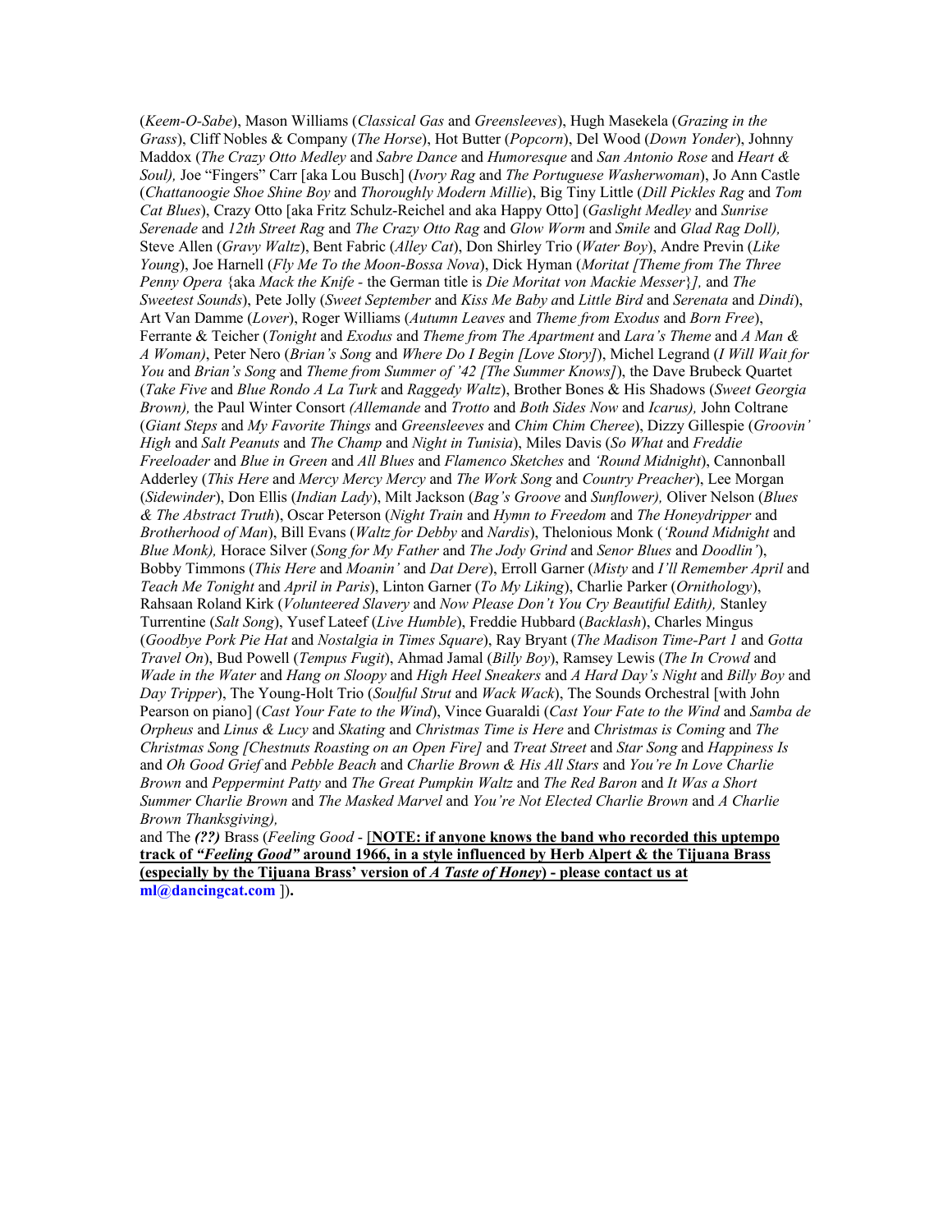(*Keem-O-Sabe*), Mason Williams (*Classical Gas* and *Greensleeves*), Hugh Masekela (*Grazing in the Grass*), Cliff Nobles & Company (*The Horse*), Hot Butter (*Popcorn*), Del Wood (*Down Yonder*), Johnny Maddox (*The Crazy Otto Medley* and *Sabre Dance* and *Humoresque* and *San Antonio Rose* and *Heart & Soul),* Joe "Fingers" Carr [aka Lou Busch] (*Ivory Rag* and *The Portuguese Washerwoman*), Jo Ann Castle (*Chattanoogie Shoe Shine Boy* and *Thoroughly Modern Millie*), Big Tiny Little (*Dill Pickles Rag* and *Tom Cat Blues*), Crazy Otto [aka Fritz Schulz-Reichel and aka Happy Otto] (*Gaslight Medley* and *Sunrise Serenade* and *12th Street Rag* and *The Crazy Otto Rag* and *Glow Worm* and *Smile* and *Glad Rag Doll),* Steve Allen (*Gravy Waltz*), Bent Fabric (*Alley Cat*), Don Shirley Trio (*Water Boy*), Andre Previn (*Like Young*), Joe Harnell (*Fly Me To the Moon-Bossa Nova*), Dick Hyman (*Moritat [Theme from The Three Penny Opera* {aka *Mack the Knife* - the German title is *Die Moritat von Mackie Messer*}*],* and *The Sweetest Sounds*), Pete Jolly (*Sweet September* and *Kiss Me Baby a*nd *Little Bird* and *Serenata* and *Dindi*), Art Van Damme (*Lover*), Roger Williams (*Autumn Leaves* and *Theme from Exodus* and *Born Free*), Ferrante & Teicher (*Tonight* and *Exodus* and *Theme from The Apartment* and *Lara's Theme* and *A Man & A Woman)*, Peter Nero (*Brian's Song* and *Where Do I Begin [Love Story]*), Michel Legrand (*I Will Wait for You* and *Brian's Song* and *Theme from Summer of '42 [The Summer Knows]*), the Dave Brubeck Quartet (*Take Five* and *Blue Rondo A La Turk* and *Raggedy Waltz*), Brother Bones & His Shadows (*Sweet Georgia Brown),* the Paul Winter Consort *(Allemande* and *Trotto* and *Both Sides Now* and *Icarus),* John Coltrane (*Giant Steps* and *My Favorite Things* and *Greensleeves* and *Chim Chim Cheree*), Dizzy Gillespie (*Groovin' High* and *Salt Peanuts* and *The Champ* and *Night in Tunisia*), Miles Davis (*So What* and *Freddie Freeloader* and *Blue in Green* and *All Blues* and *Flamenco Sketches* and *'Round Midnight*), Cannonball Adderley (*This Here* and *Mercy Mercy Mercy* and *The Work Song* and *Country Preacher*), Lee Morgan (*Sidewinder*), Don Ellis (*Indian Lady*), Milt Jackson (*Bag's Groove* and *Sunflower),* Oliver Nelson (*Blues & The Abstract Truth*), Oscar Peterson (*Night Train* and *Hymn to Freedom* and *The Honeydripper* and *Brotherhood of Man*), Bill Evans (*Waltz for Debby* and *Nardis*), Thelonious Monk (*'Round Midnight* and *Blue Monk),* Horace Silver (*Song for My Father* and *The Jody Grind* and *Senor Blues* and *Doodlin'*), Bobby Timmons (*This Here* and *Moanin'* and *Dat Dere*), Erroll Garner (*Misty* and *I'll Remember April* and *Teach Me Tonight* and *April in Paris*), Linton Garner (*To My Liking*), Charlie Parker (*Ornithology*), Rahsaan Roland Kirk (*Volunteered Slavery* and *Now Please Don't You Cry Beautiful Edith),* Stanley Turrentine (*Salt Song*), Yusef Lateef (*Live Humble*), Freddie Hubbard (*Backlash*), Charles Mingus (*Goodbye Pork Pie Hat* and *Nostalgia in Times Square*), Ray Bryant (*The Madison Time-Part 1* and *Gotta Travel On*), Bud Powell (*Tempus Fugit*), Ahmad Jamal (*Billy Boy*), Ramsey Lewis (*The In Crowd* and *Wade in the Water* and *Hang on Sloopy* and *High Heel Sneakers* and *A Hard Day's Night* and *Billy Boy* and *Day Tripper*), The Young-Holt Trio (*Soulful Strut* and *Wack Wack*), The Sounds Orchestral [with John Pearson on piano] (*Cast Your Fate to the Wind*), Vince Guaraldi (*Cast Your Fate to the Wind* and *Samba de Orpheus* and *Linus & Lucy* and *Skating* and *Christmas Time is Here* and *Christmas is Coming* and *The Christmas Song [Chestnuts Roasting on an Open Fire]* and *Treat Street* and *Star Song* and *Happiness Is* and *Oh Good Grief* and *Pebble Beach* and *Charlie Brown & His All Stars* and *You're In Love Charlie Brown* and *Peppermint Patty* and *The Great Pumpkin Waltz* and *The Red Baron* and *It Was a Short Summer Charlie Brown* and *The Masked Marvel* and *You're Not Elected Charlie Brown* and *A Charlie Brown Thanksgiving),*
and The ***(??)*** Brass (*Feeling Good* - [**NOTE: if anyone knows the band who recorded this uptempo track of *"Feeling Good"* around 1966, in a style influenced by Herb Alpert & the Tijuana Brass (especially by the Tijuana Brass' version of *A Taste of Honey*) - please contact us at ml@dancingcat.com** ]**).**